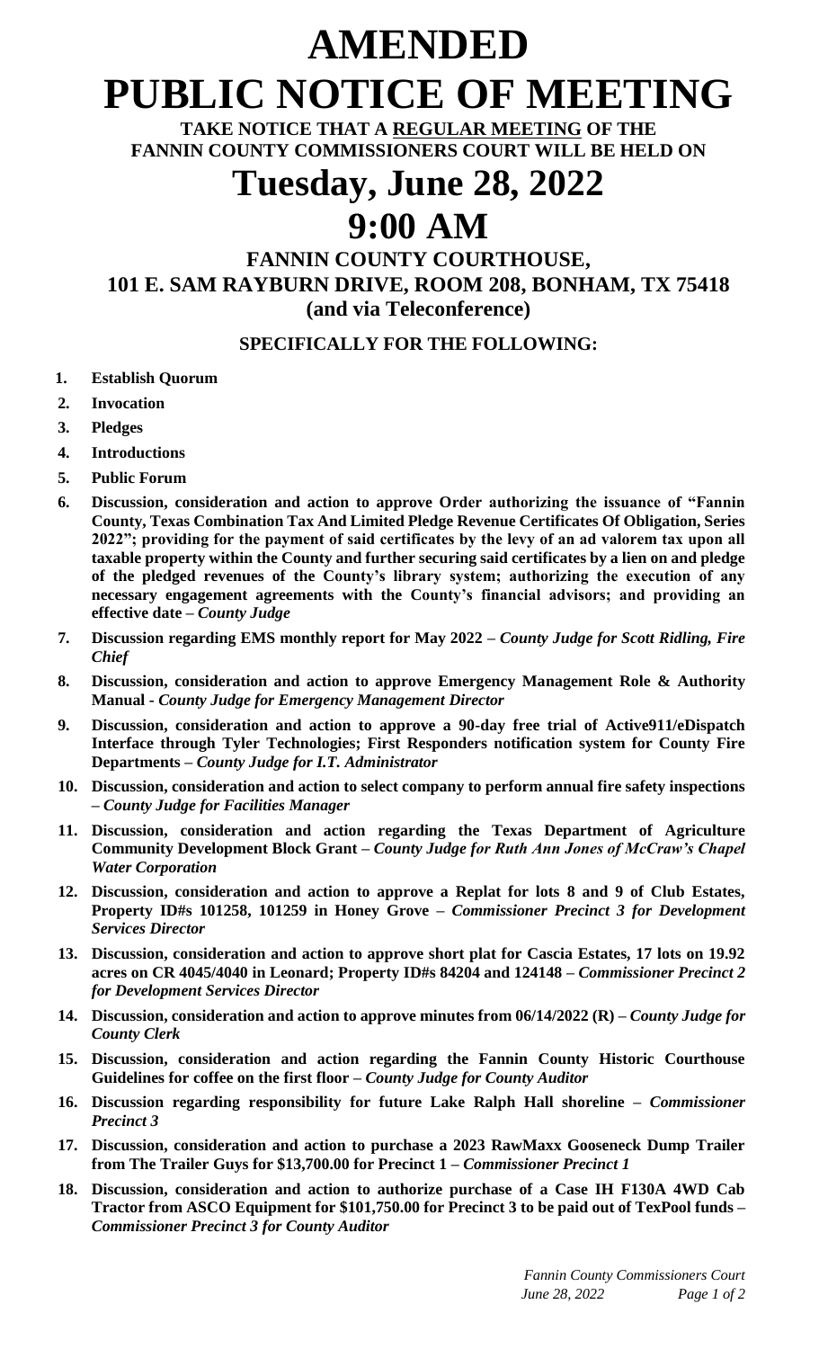# AMENDED PUBLIC NOTICE OF MEETING

**TAKE NOTICE THAT A REGULAR MEETING OF THE FANNIN COUNTY COMMISSIONERS COURT WILL BE HELD ON**

# Tuesday, June 28, 2022

# 9:00 AM

## FANNIN COUNTY COURTHOUSE, 101 E. SAM RAYBURN DRIVE, ROOM 208, BONHAM, TX 75418 (and via Teleconference)

### SPECIFICALLY FOR THE FOLLOWING:

1. **Establish Quorum**
2. **Invocation**
3. **Pledges**
4. **Introductions**
5. **Public Forum**
6. **Discussion, consideration and action to approve Order authorizing the issuance of "Fannin County, Texas Combination Tax And Limited Pledge Revenue Certificates Of Obligation, Series 2022"; providing for the payment of said certificates by the levy of an ad valorem tax upon all taxable property within the County and further securing said certificates by a lien on and pledge of the pledged revenues of the County's library system; authorizing the execution of any necessary engagement agreements with the County's financial advisors; and providing an effective date –** ***County Judge***
7. **Discussion regarding EMS monthly report for May 2022 –** ***County Judge for Scott Ridling, Fire Chief***
8. **Discussion, consideration and action to approve Emergency Management Role & Authority Manual -** ***County Judge for Emergency Management Director***
9. **Discussion, consideration and action to approve a 90-day free trial of Active911/eDispatch Interface through Tyler Technologies; First Responders notification system for County Fire Departments –** ***County Judge for I.T. Administrator***
10. **Discussion, consideration and action to select company to perform annual fire safety inspections –** ***County Judge for Facilities Manager***
11. **Discussion, consideration and action regarding the Texas Department of Agriculture Community Development Block Grant –** ***County Judge for Ruth Ann Jones of McCraw's Chapel Water Corporation***
12. **Discussion, consideration and action to approve a Replat for lots 8 and 9 of Club Estates, Property ID#s 101258, 101259 in Honey Grove –** ***Commissioner Precinct 3 for Development Services Director***
13. **Discussion, consideration and action to approve short plat for Cascia Estates, 17 lots on 19.92 acres on CR 4045/4040 in Leonard; Property ID#s 84204 and 124148 –** ***Commissioner Precinct 2 for Development Services Director***
14. **Discussion, consideration and action to approve minutes from 06/14/2022 (R) –** ***County Judge for County Clerk***
15. **Discussion, consideration and action regarding the Fannin County Historic Courthouse Guidelines for coffee on the first floor –** ***County Judge for County Auditor***
16. **Discussion regarding responsibility for future Lake Ralph Hall shoreline –** ***Commissioner Precinct 3***
17. **Discussion, consideration and action to purchase a 2023 RawMaxx Gooseneck Dump Trailer from The Trailer Guys for $13,700.00 for Precinct 1 –** ***Commissioner Precinct 1***
18. **Discussion, consideration and action to authorize purchase of a Case IH F130A 4WD Cab Tractor from ASCO Equipment for $101,750.00 for Precinct 3 to be paid out of TexPool funds –** ***Commissioner Precinct 3 for County Auditor***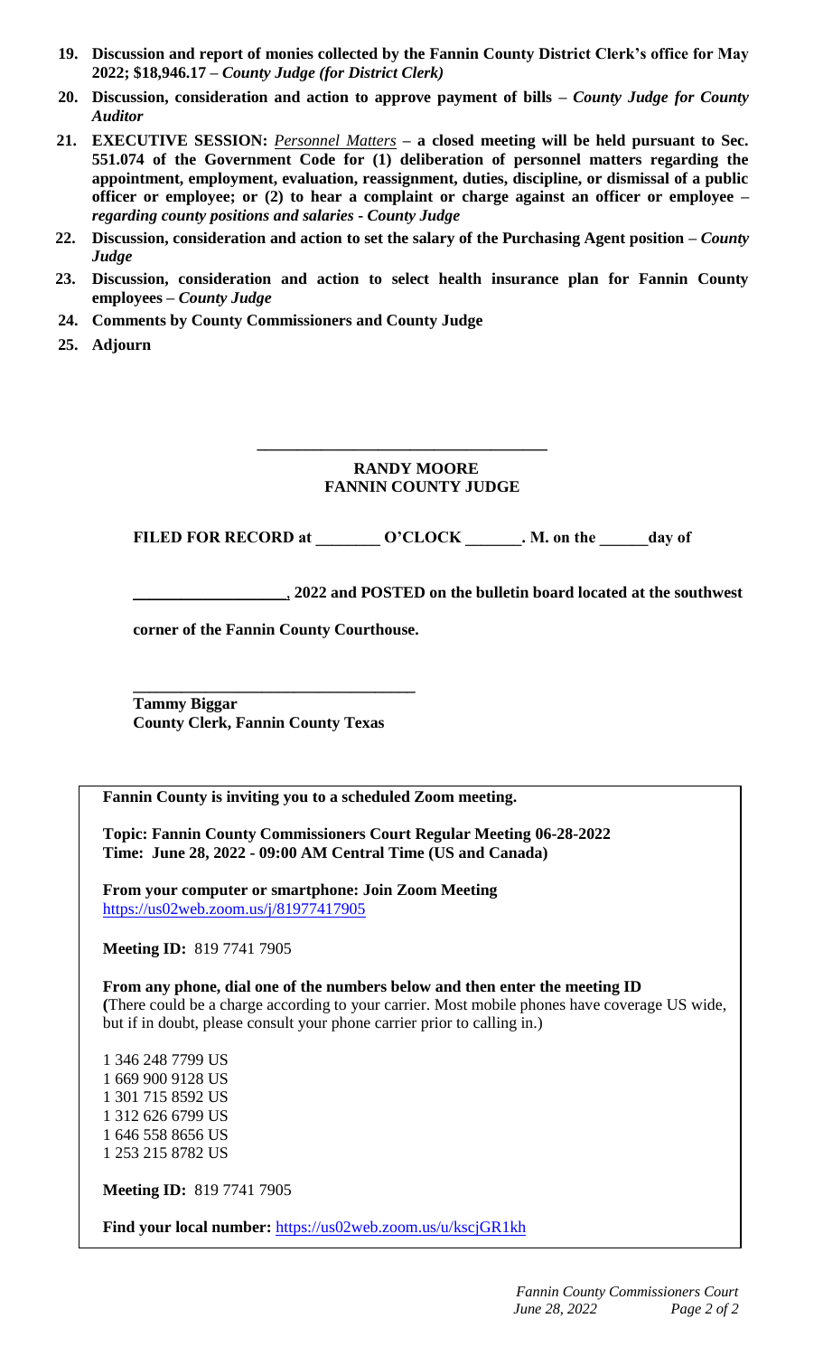19. **Discussion and report of monies collected by the Fannin County District Clerk's office for May 2022; $18,946.17 –** ***County Judge (for District Clerk)***
20. **Discussion, consideration and action to approve payment of bills –** ***County Judge for County Auditor***
21. **EXECUTIVE SESSION:** ***Personnel Matters*** **– a closed meeting will be held pursuant to Sec. 551.074 of the Government Code for (1) deliberation of personnel matters regarding the appointment, employment, evaluation, reassignment, duties, discipline, or dismissal of a public officer or employee; or (2) to hear a complaint or charge against an officer or employee –** ***regarding county positions and salaries - County Judge***
22. **Discussion, consideration and action to set the salary of the Purchasing Agent position –** ***County Judge***
23. **Discussion, consideration and action to select health insurance plan for Fannin County employees –** ***County Judge***
24. **Comments by County Commissioners and County Judge**
25. **Adjourn**

\_\_\_\_\_\_\_\_\_\_\_\_\_\_\_\_\_\_\_\_\_\_\_\_\_\_\_\_\_\_\_\_\_\_\_

**RANDY MOORE**
**FANNIN COUNTY JUDGE**

**FILED FOR RECORD at \_\_\_\_\_\_\_\_ O'CLOCK \_\_\_\_\_\_\_. M. on the \_\_\_\_\_\_day of**

**\_\_\_\_\_\_\_\_\_\_\_\_\_\_\_\_\_\_\_, 2022 and POSTED on the bulletin board located at the southwest corner of the Fannin County Courthouse.**

\_\_\_\_\_\_\_\_\_\_\_\_\_\_\_\_\_\_\_\_\_\_\_\_\_\_\_\_\_\_\_\_\_\_\_

**Tammy Biggar**
**County Clerk, Fannin County Texas**

**Fannin County is inviting you to a scheduled Zoom meeting.**

**Topic: Fannin County Commissioners Court Regular Meeting 06-28-2022**
**Time: June 28, 2022 - 09:00 AM Central Time (US and Canada)**

**From your computer or smartphone: Join Zoom Meeting**
https://us02web.zoom.us/j/81977417905

**Meeting ID:** 819 7741 7905

**From any phone, dial one of the numbers below and then enter the meeting ID**
(There could be a charge according to your carrier. Most mobile phones have coverage US wide, but if in doubt, please consult your phone carrier prior to calling in.)

1 346 248 7799 US
1 669 900 9128 US
1 301 715 8592 US
1 312 626 6799 US
1 646 558 8656 US
1 253 215 8782 US

**Meeting ID:** 819 7741 7905

**Find your local number:** https://us02web.zoom.us/u/kscjGR1kh